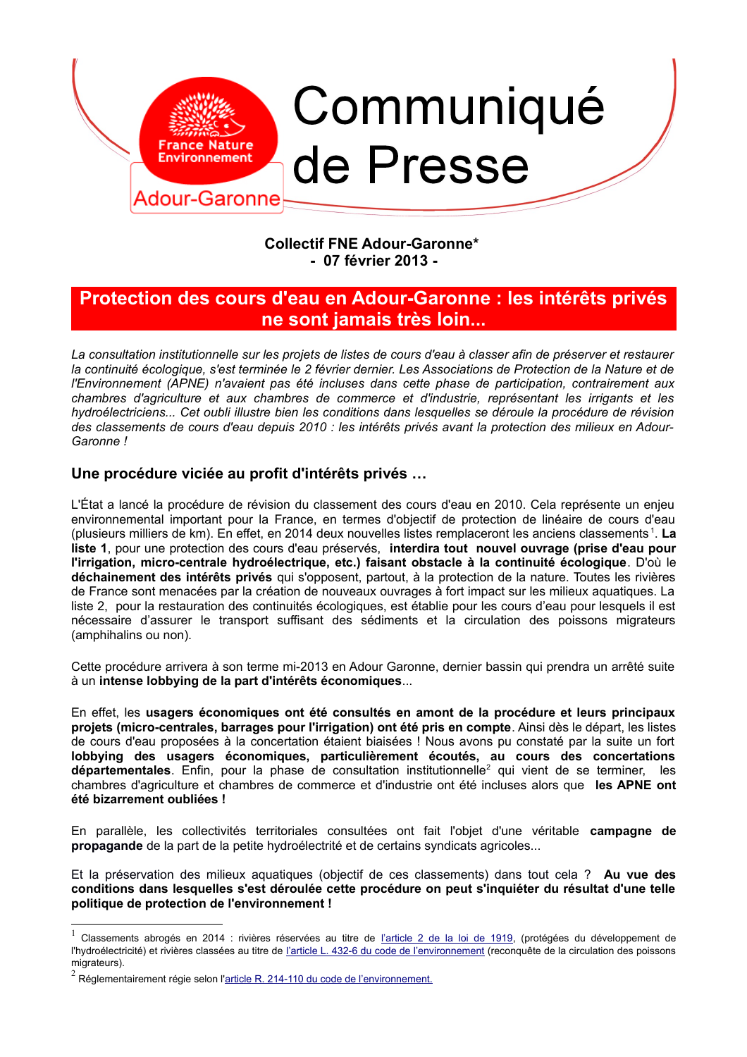France Nature Environnement

Adour-Garonne

# Communiqué de Presse

**Collectif FNE Adour-Garonne***
**- 07 février 2013 -**

## Protection des cours d'eau en Adour-Garonne : les intérêts privés ne sont jamais très loin...

*La consultation institutionnelle sur les projets de listes de cours d'eau à classer afin de préserver et restaurer la continuité écologique, s'est terminée le 2 février dernier. Les Associations de Protection de la Nature et de l'Environnement (APNE) n'avaient pas été incluses dans cette phase de participation, contrairement aux chambres d'agriculture et aux chambres de commerce et d'industrie, représentant les irrigants et les hydroélectriciens... Cet oubli illustre bien les conditions dans lesquelles se déroule la procédure de révision des classements de cours d'eau depuis 2010 : les intérêts privés avant la protection des milieux en Adour-Garonne !*

### Une procédure viciée au profit d'intérêts privés …

L'État a lancé la procédure de révision du classement des cours d'eau en 2010. Cela représente un enjeu environnemental important pour la France, en termes d'objectif de protection de linéaire de cours d'eau (plusieurs milliers de km). En effet, en 2014 deux nouvelles listes remplaceront les anciens classements[1]. **La liste 1**, pour une protection des cours d'eau préservés, **interdira tout nouvel ouvrage (prise d'eau pour l'irrigation, micro-centrale hydroélectrique, etc.) faisant obstacle à la continuité écologique**. D'où le **déchainement des intérêts privés** qui s'opposent, partout, à la protection de la nature. Toutes les rivières de France sont menacées par la création de nouveaux ouvrages à fort impact sur les milieux aquatiques. La liste 2, pour la restauration des continuités écologiques, est établie pour les cours d'eau pour lesquels il est nécessaire d'assurer le transport suffisant des sédiments et la circulation des poissons migrateurs (amphihalins ou non).

Cette procédure arrivera à son terme mi-2013 en Adour Garonne, dernier bassin qui prendra un arrêté suite à un **intense lobbying de la part d'intérêts économiques**...

En effet, les **usagers économiques ont été consultés en amont de la procédure et leurs principaux projets (micro-centrales, barrages pour l'irrigation) ont été pris en compte**. Ainsi dès le départ, les listes de cours d'eau proposées à la concertation étaient biaisées ! Nous avons pu constaté par la suite un fort **lobbying des usagers économiques, particulièrement écoutés, au cours des concertations départementales**. Enfin, pour la phase de consultation institutionnelle[2] qui vient de se terminer, les chambres d'agriculture et chambres de commerce et d'industrie ont été incluses alors que **les APNE ont été bizarrement oubliées !**

En parallèle, les collectivités territoriales consultées ont fait l'objet d'une véritable **campagne de propagande** de la part de la petite hydroélectrité et de certains syndicats agricoles...

Et la préservation des milieux aquatiques (objectif de ces classements) dans tout cela ? **Au vue des conditions dans lesquelles s'est déroulée cette procédure on peut s'inquiéter du résultat d'une telle politique de protection de l'environnement !**

---

[1] Classements abrogés en 2014 : rivières réservées au titre de l'article 2 de la loi de 1919, (protégées du développement de l'hydroélectricité) et rivières classées au titre de l'article L. 432-6 du code de l'environnement (reconquête de la circulation des poissons migrateurs).

[2] Réglementairement régie selon l'article R. 214-110 du code de l'environnement.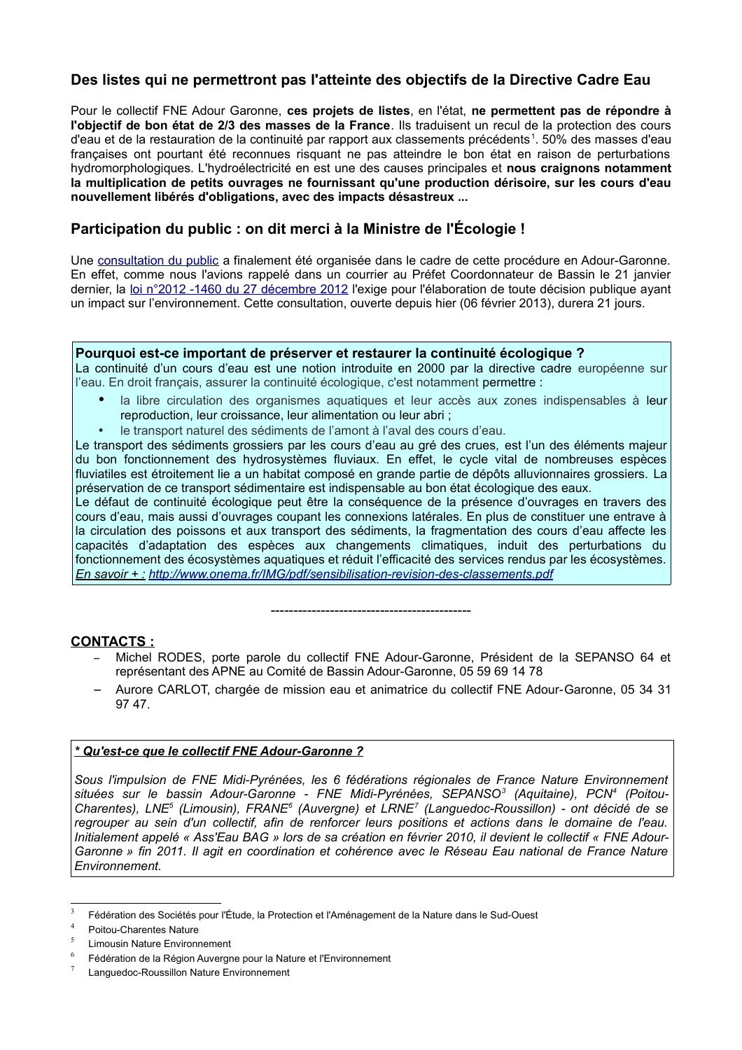## Des listes qui ne permettront pas l'atteinte des objectifs de la Directive Cadre Eau

Pour le collectif FNE Adour Garonne, **ces projets de listes**, en l'état, **ne permettent pas de répondre à l'objectif de bon état de 2/3 des masses de la France**. Ils traduisent un recul de la protection des cours d'eau et de la restauration de la continuité par rapport aux classements précédents[1]. 50% des masses d'eau françaises ont pourtant été reconnues risquant ne pas atteindre le bon état en raison de perturbations hydromorphologiques. L'hydroélectricité en est une des causes principales et **nous craignons notamment la multiplication de petits ouvrages ne fournissant qu'une production dérisoire, sur les cours d'eau nouvellement libérés d'obligations, avec des impacts désastreux ...**

## Participation du public : on dit merci à la Ministre de l'Écologie !

Une consultation du public a finalement été organisée dans le cadre de cette procédure en Adour-Garonne. En effet, comme nous l'avions rappelé dans un courrier au Préfet Coordonnateur de Bassin le 21 janvier dernier, la loi n°2012 -1460 du 27 décembre 2012 l'exige pour l'élaboration de toute décision publique ayant un impact sur l'environnement. Cette consultation, ouverte depuis hier (06 février 2013), durera 21 jours.

**Pourquoi est-ce important de préserver et restaurer la continuité écologique ?**
La continuité d'un cours d'eau est une notion introduite en 2000 par la directive cadre européenne sur l'eau. En droit français, assurer la continuité écologique, c'est notamment permettre :

- la libre circulation des organismes aquatiques et leur accès aux zones indispensables à leur reproduction, leur croissance, leur alimentation ou leur abri ;
- le transport naturel des sédiments de l'amont à l'aval des cours d'eau.

Le transport des sédiments grossiers par les cours d'eau au gré des crues, est l'un des éléments majeur du bon fonctionnement des hydrosystèmes fluviaux. En effet, le cycle vital de nombreuses espèces fluviatiles est étroitement lie a un habitat composé en grande partie de dépôts alluvionnaires grossiers. La préservation de ce transport sédimentaire est indispensable au bon état écologique des eaux.
Le défaut de continuité écologique peut être la conséquence de la présence d'ouvrages en travers des cours d'eau, mais aussi d'ouvrages coupant les connexions latérales. En plus de constituer une entrave à la circulation des poissons et aux transport des sédiments, la fragmentation des cours d'eau affecte les capacités d'adaptation des espèces aux changements climatiques, induit des perturbations du fonctionnement des écosystèmes aquatiques et réduit l'efficacité des services rendus par les écosystèmes.
*En savoir + : http://www.onema.fr/IMG/pdf/sensibilisation-revision-des-classements.pdf*

--------------------------------------------

**CONTACTS :**

- Michel RODES, porte parole du collectif FNE Adour-Garonne, Président de la SEPANSO 64 et représentant des APNE au Comité de Bassin Adour-Garonne, 05 59 69 14 78
- Aurore CARLOT, chargée de mission eau et animatrice du collectif FNE Adour-Garonne, 05 34 31 97 47.

***\* Qu'est-ce que le collectif FNE Adour-Garonne ?***

*Sous l'impulsion de FNE Midi-Pyrénées, les 6 fédérations régionales de France Nature Environnement situées sur le bassin Adour-Garonne - FNE Midi-Pyrénées, SEPANSO[3] (Aquitaine), PCN[4] (Poitou-Charentes), LNE[5] (Limousin), FRANE[6] (Auvergne) et LRNE[7] (Languedoc-Roussillon) - ont décidé de se regrouper au sein d'un collectif, afin de renforcer leurs positions et actions dans le domaine de l'eau. Initialement appelé « Ass'Eau BAG » lors de sa création en février 2010, il devient le collectif « FNE Adour-Garonne » fin 2011. Il agit en coordination et cohérence avec le Réseau Eau national de France Nature Environnement.*

---

[3] Fédération des Sociétés pour l'Étude, la Protection et l'Aménagement de la Nature dans le Sud-Ouest

[4] Poitou-Charentes Nature

[5] Limousin Nature Environnement

[6] Fédération de la Région Auvergne pour la Nature et l'Environnement

[7] Languedoc-Roussillon Nature Environnement